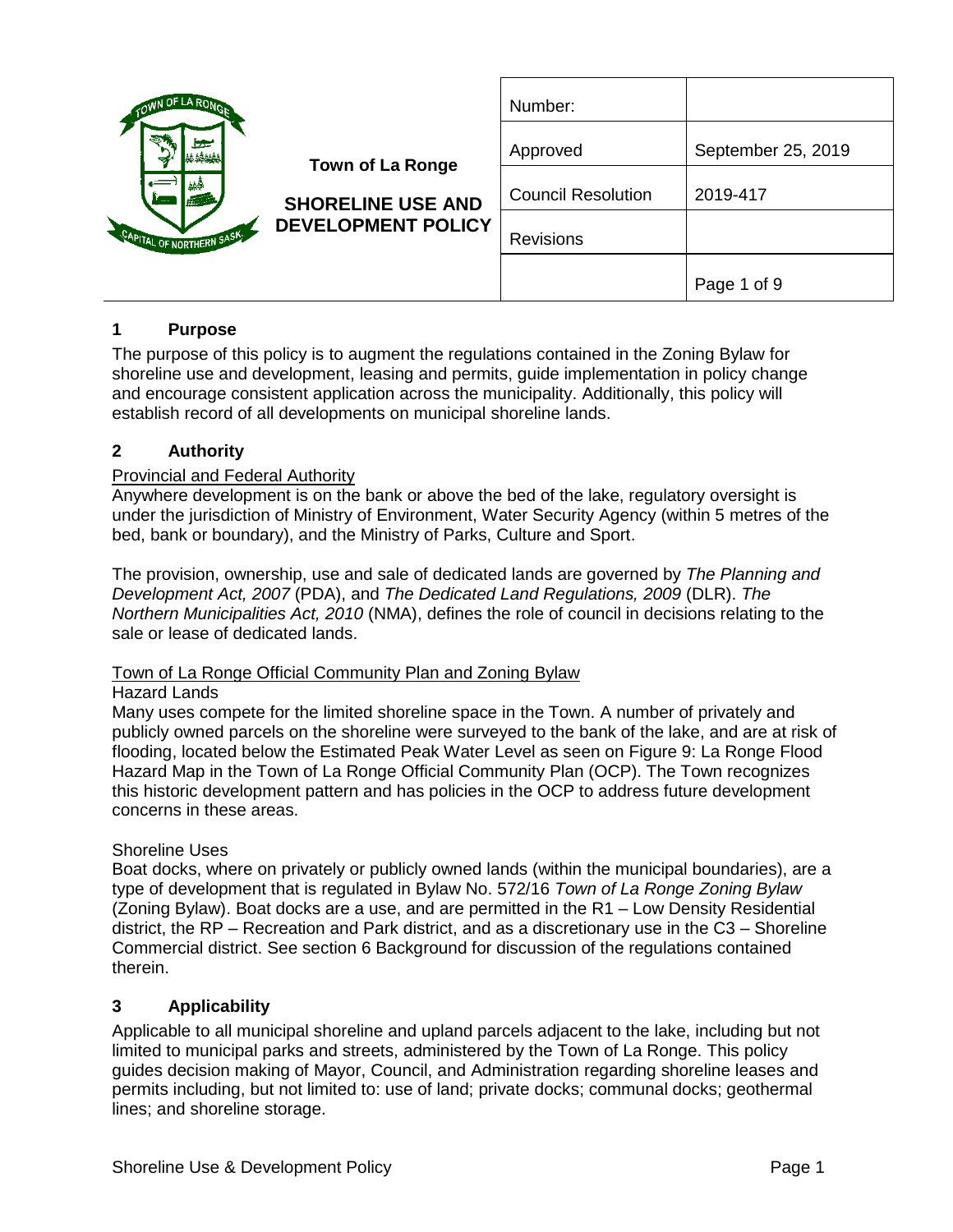**Town of La Ronge**

**SHORELINE USE AND DEVELOPMENT POLICY**

| Number: | |
|---|---|
| Approved | September 25, 2019 |
| Council Resolution | 2019-417 |
| Revisions | |

## 1 Purpose

The purpose of this policy is to augment the regulations contained in the Zoning Bylaw for shoreline use and development, leasing and permits, guide implementation in policy change and encourage consistent application across the municipality. Additionally, this policy will establish record of all developments on municipal shoreline lands.

## 2 Authority

Provincial and Federal Authority

Anywhere development is on the bank or above the bed of the lake, regulatory oversight is under the jurisdiction of Ministry of Environment, Water Security Agency (within 5 metres of the bed, bank or boundary), and the Ministry of Parks, Culture and Sport.

The provision, ownership, use and sale of dedicated lands are governed by *The Planning and Development Act, 2007* (PDA), and *The Dedicated Land Regulations, 2009* (DLR). *The Northern Municipalities Act, 2010* (NMA), defines the role of council in decisions relating to the sale or lease of dedicated lands.

Town of La Ronge Official Community Plan and Zoning Bylaw

Hazard Lands

Many uses compete for the limited shoreline space in the Town. A number of privately and publicly owned parcels on the shoreline were surveyed to the bank of the lake, and are at risk of flooding, located below the Estimated Peak Water Level as seen on Figure 9: La Ronge Flood Hazard Map in the Town of La Ronge Official Community Plan (OCP). The Town recognizes this historic development pattern and has policies in the OCP to address future development concerns in these areas.

Shoreline Uses

Boat docks, where on privately or publicly owned lands (within the municipal boundaries), are a type of development that is regulated in Bylaw No. 572/16 *Town of La Ronge Zoning Bylaw* (Zoning Bylaw). Boat docks are a use, and are permitted in the R1 – Low Density Residential district, the RP – Recreation and Park district, and as a discretionary use in the C3 – Shoreline Commercial district. See section 6 Background for discussion of the regulations contained therein.

## 3 Applicability

Applicable to all municipal shoreline and upland parcels adjacent to the lake, including but not limited to municipal parks and streets, administered by the Town of La Ronge. This policy guides decision making of Mayor, Council, and Administration regarding shoreline leases and permits including, but not limited to: use of land; private docks; communal docks; geothermal lines; and shoreline storage.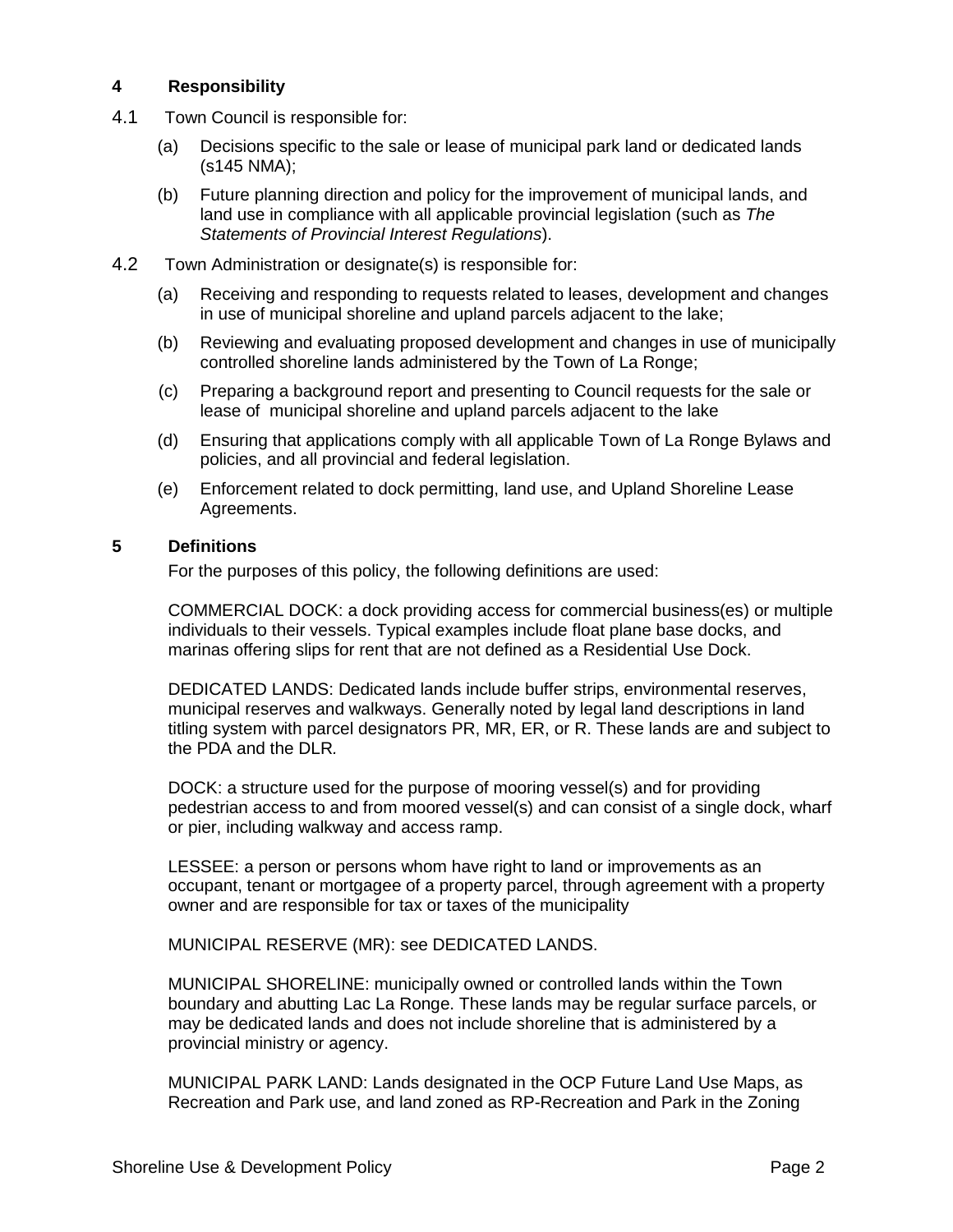## 4 Responsibility

4.1 Town Council is responsible for:

- (a) Decisions specific to the sale or lease of municipal park land or dedicated lands (s145 NMA);
- (b) Future planning direction and policy for the improvement of municipal lands, and land use in compliance with all applicable provincial legislation (such as *The Statements of Provincial Interest Regulations*).

4.2 Town Administration or designate(s) is responsible for:

- (a) Receiving and responding to requests related to leases, development and changes in use of municipal shoreline and upland parcels adjacent to the lake;
- (b) Reviewing and evaluating proposed development and changes in use of municipally controlled shoreline lands administered by the Town of La Ronge;
- (c) Preparing a background report and presenting to Council requests for the sale or lease of municipal shoreline and upland parcels adjacent to the lake
- (d) Ensuring that applications comply with all applicable Town of La Ronge Bylaws and policies, and all provincial and federal legislation.
- (e) Enforcement related to dock permitting, land use, and Upland Shoreline Lease Agreements.

## 5 Definitions

For the purposes of this policy, the following definitions are used:

COMMERCIAL DOCK: a dock providing access for commercial business(es) or multiple individuals to their vessels. Typical examples include float plane base docks, and marinas offering slips for rent that are not defined as a Residential Use Dock.

DEDICATED LANDS: Dedicated lands include buffer strips, environmental reserves, municipal reserves and walkways. Generally noted by legal land descriptions in land titling system with parcel designators PR, MR, ER, or R. These lands are and subject to the PDA and the DLR.

DOCK: a structure used for the purpose of mooring vessel(s) and for providing pedestrian access to and from moored vessel(s) and can consist of a single dock, wharf or pier, including walkway and access ramp.

LESSEE: a person or persons whom have right to land or improvements as an occupant, tenant or mortgagee of a property parcel, through agreement with a property owner and are responsible for tax or taxes of the municipality

MUNICIPAL RESERVE (MR): see DEDICATED LANDS.

MUNICIPAL SHORELINE: municipally owned or controlled lands within the Town boundary and abutting Lac La Ronge. These lands may be regular surface parcels, or may be dedicated lands and does not include shoreline that is administered by a provincial ministry or agency.

MUNICIPAL PARK LAND: Lands designated in the OCP Future Land Use Maps, as Recreation and Park use, and land zoned as RP-Recreation and Park in the Zoning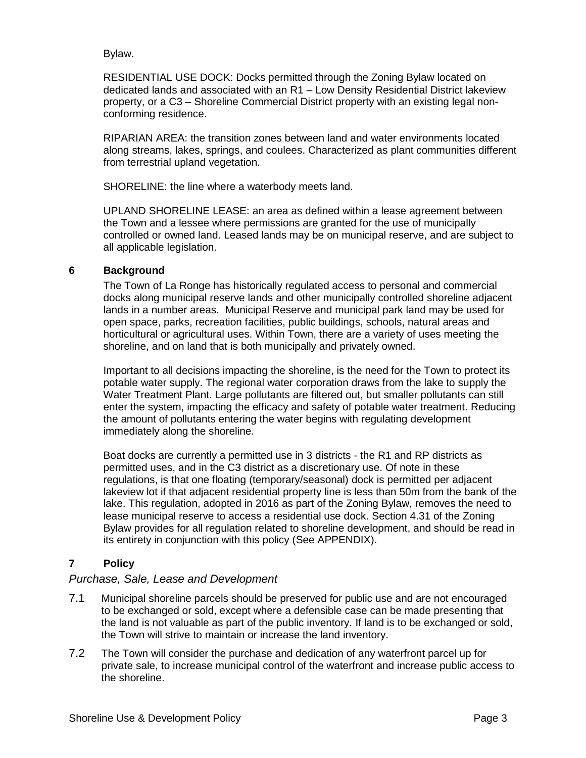Bylaw.

RESIDENTIAL USE DOCK: Docks permitted through the Zoning Bylaw located on dedicated lands and associated with an R1 – Low Density Residential District lakeview property, or a C3 – Shoreline Commercial District property with an existing legal non-conforming residence.

RIPARIAN AREA: the transition zones between land and water environments located along streams, lakes, springs, and coulees. Characterized as plant communities different from terrestrial upland vegetation.

SHORELINE: the line where a waterbody meets land.

UPLAND SHORELINE LEASE: an area as defined within a lease agreement between the Town and a lessee where permissions are granted for the use of municipally controlled or owned land. Leased lands may be on municipal reserve, and are subject to all applicable legislation.

## 6 Background

The Town of La Ronge has historically regulated access to personal and commercial docks along municipal reserve lands and other municipally controlled shoreline adjacent lands in a number areas. Municipal Reserve and municipal park land may be used for open space, parks, recreation facilities, public buildings, schools, natural areas and horticultural or agricultural uses. Within Town, there are a variety of uses meeting the shoreline, and on land that is both municipally and privately owned.

Important to all decisions impacting the shoreline, is the need for the Town to protect its potable water supply. The regional water corporation draws from the lake to supply the Water Treatment Plant. Large pollutants are filtered out, but smaller pollutants can still enter the system, impacting the efficacy and safety of potable water treatment. Reducing the amount of pollutants entering the water begins with regulating development immediately along the shoreline.

Boat docks are currently a permitted use in 3 districts - the R1 and RP districts as permitted uses, and in the C3 district as a discretionary use. Of note in these regulations, is that one floating (temporary/seasonal) dock is permitted per adjacent lakeview lot if that adjacent residential property line is less than 50m from the bank of the lake. This regulation, adopted in 2016 as part of the Zoning Bylaw, removes the need to lease municipal reserve to access a residential use dock. Section 4.31 of the Zoning Bylaw provides for all regulation related to shoreline development, and should be read in its entirety in conjunction with this policy (See APPENDIX).

## 7 Policy

*Purchase, Sale, Lease and Development*

7.1 Municipal shoreline parcels should be preserved for public use and are not encouraged to be exchanged or sold, except where a defensible case can be made presenting that the land is not valuable as part of the public inventory. If land is to be exchanged or sold, the Town will strive to maintain or increase the land inventory.

7.2 The Town will consider the purchase and dedication of any waterfront parcel up for private sale, to increase municipal control of the waterfront and increase public access to the shoreline.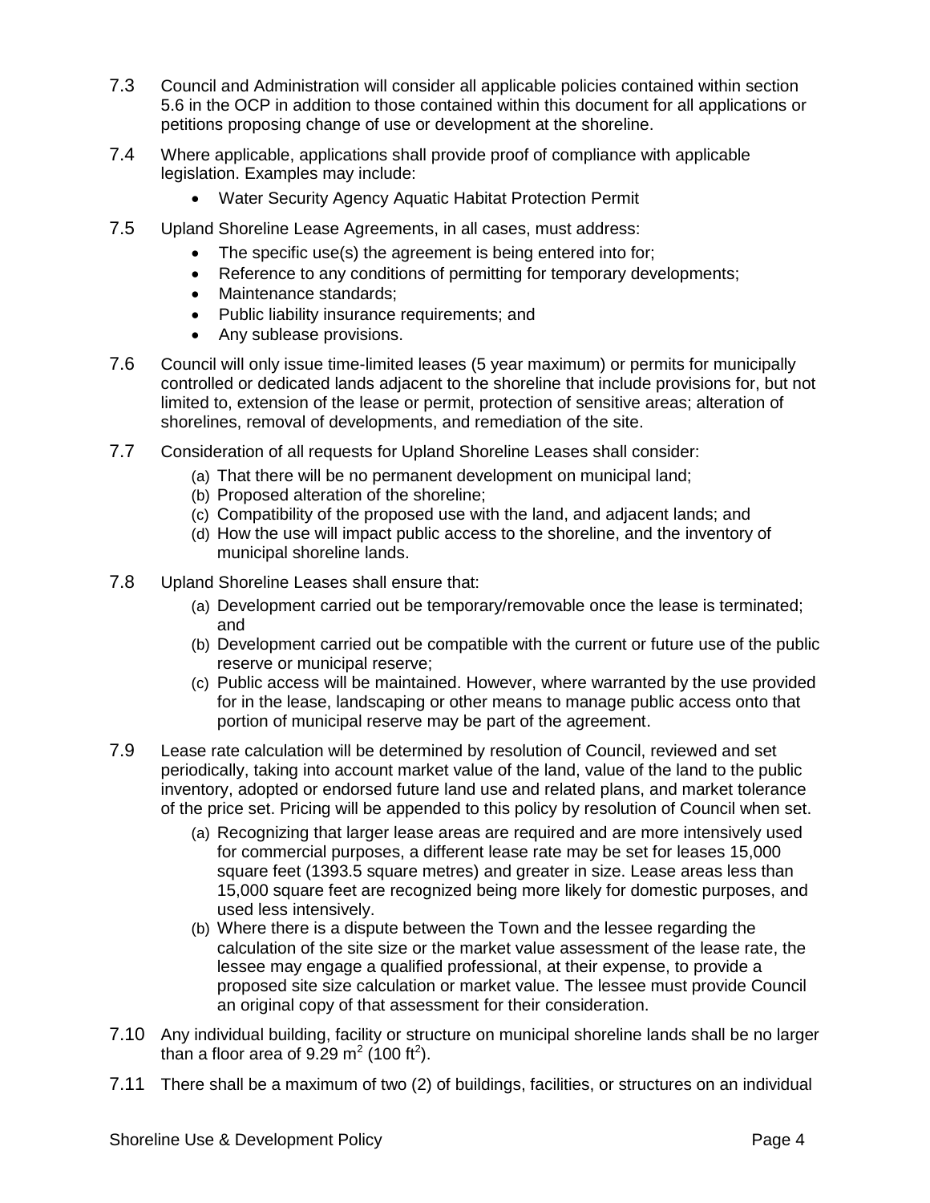7.3 Council and Administration will consider all applicable policies contained within section 5.6 in the OCP in addition to those contained within this document for all applications or petitions proposing change of use or development at the shoreline.

7.4 Where applicable, applications shall provide proof of compliance with applicable legislation. Examples may include:

- Water Security Agency Aquatic Habitat Protection Permit

7.5 Upland Shoreline Lease Agreements, in all cases, must address:

- The specific use(s) the agreement is being entered into for;
- Reference to any conditions of permitting for temporary developments;
- Maintenance standards;
- Public liability insurance requirements; and
- Any sublease provisions.

7.6 Council will only issue time-limited leases (5 year maximum) or permits for municipally controlled or dedicated lands adjacent to the shoreline that include provisions for, but not limited to, extension of the lease or permit, protection of sensitive areas; alteration of shorelines, removal of developments, and remediation of the site.

7.7 Consideration of all requests for Upland Shoreline Leases shall consider:

(a) That there will be no permanent development on municipal land;
(b) Proposed alteration of the shoreline;
(c) Compatibility of the proposed use with the land, and adjacent lands; and
(d) How the use will impact public access to the shoreline, and the inventory of municipal shoreline lands.

7.8 Upland Shoreline Leases shall ensure that:

(a) Development carried out be temporary/removable once the lease is terminated; and
(b) Development carried out be compatible with the current or future use of the public reserve or municipal reserve;
(c) Public access will be maintained. However, where warranted by the use provided for in the lease, landscaping or other means to manage public access onto that portion of municipal reserve may be part of the agreement.

7.9 Lease rate calculation will be determined by resolution of Council, reviewed and set periodically, taking into account market value of the land, value of the land to the public inventory, adopted or endorsed future land use and related plans, and market tolerance of the price set. Pricing will be appended to this policy by resolution of Council when set.

(a) Recognizing that larger lease areas are required and are more intensively used for commercial purposes, a different lease rate may be set for leases 15,000 square feet (1393.5 square metres) and greater in size. Lease areas less than 15,000 square feet are recognized being more likely for domestic purposes, and used less intensively.
(b) Where there is a dispute between the Town and the lessee regarding the calculation of the site size or the market value assessment of the lease rate, the lessee may engage a qualified professional, at their expense, to provide a proposed site size calculation or market value. The lessee must provide Council an original copy of that assessment for their consideration.

7.10 Any individual building, facility or structure on municipal shoreline lands shall be no larger than a floor area of 9.29 $m^2$ (100 $ft^2$).

7.11 There shall be a maximum of two (2) of buildings, facilities, or structures on an individual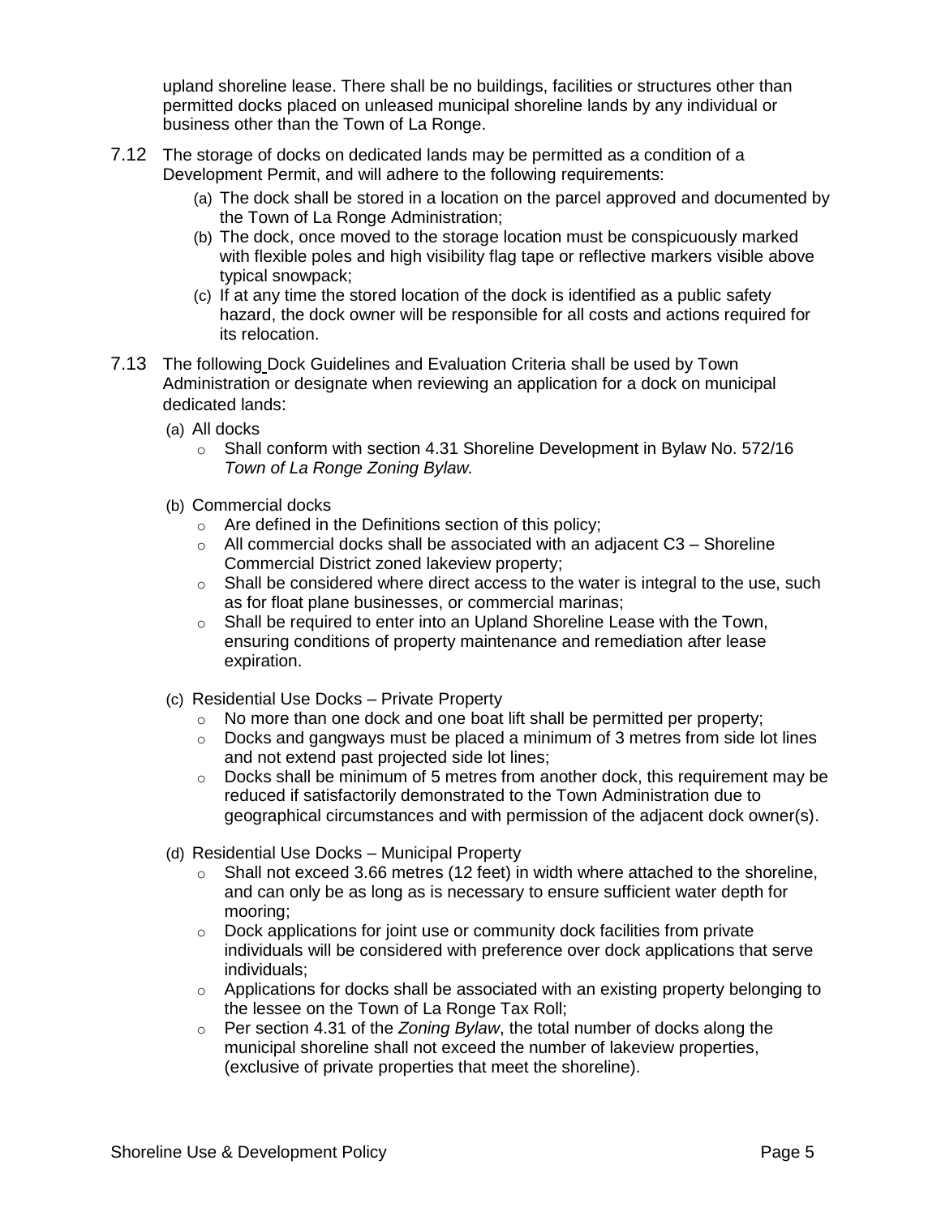upland shoreline lease. There shall be no buildings, facilities or structures other than permitted docks placed on unleased municipal shoreline lands by any individual or business other than the Town of La Ronge.

7.12 The storage of docks on dedicated lands may be permitted as a condition of a Development Permit, and will adhere to the following requirements:

(a) The dock shall be stored in a location on the parcel approved and documented by the Town of La Ronge Administration;

(b) The dock, once moved to the storage location must be conspicuously marked with flexible poles and high visibility flag tape or reflective markers visible above typical snowpack;

(c) If at any time the stored location of the dock is identified as a public safety hazard, the dock owner will be responsible for all costs and actions required for its relocation.

7.13 The following Dock Guidelines and Evaluation Criteria shall be used by Town Administration or designate when reviewing an application for a dock on municipal dedicated lands:

(a) All docks

- Shall conform with section 4.31 Shoreline Development in Bylaw No. 572/16 *Town of La Ronge Zoning Bylaw.*

(b) Commercial docks

- Are defined in the Definitions section of this policy;
- All commercial docks shall be associated with an adjacent C3 – Shoreline Commercial District zoned lakeview property;
- Shall be considered where direct access to the water is integral to the use, such as for float plane businesses, or commercial marinas;
- Shall be required to enter into an Upland Shoreline Lease with the Town, ensuring conditions of property maintenance and remediation after lease expiration.

(c) Residential Use Docks – Private Property

- No more than one dock and one boat lift shall be permitted per property;
- Docks and gangways must be placed a minimum of 3 metres from side lot lines and not extend past projected side lot lines;
- Docks shall be minimum of 5 metres from another dock, this requirement may be reduced if satisfactorily demonstrated to the Town Administration due to geographical circumstances and with permission of the adjacent dock owner(s).

(d) Residential Use Docks – Municipal Property

- Shall not exceed 3.66 metres (12 feet) in width where attached to the shoreline, and can only be as long as is necessary to ensure sufficient water depth for mooring;
- Dock applications for joint use or community dock facilities from private individuals will be considered with preference over dock applications that serve individuals;
- Applications for docks shall be associated with an existing property belonging to the lessee on the Town of La Ronge Tax Roll;
- Per section 4.31 of the *Zoning Bylaw*, the total number of docks along the municipal shoreline shall not exceed the number of lakeview properties, (exclusive of private properties that meet the shoreline).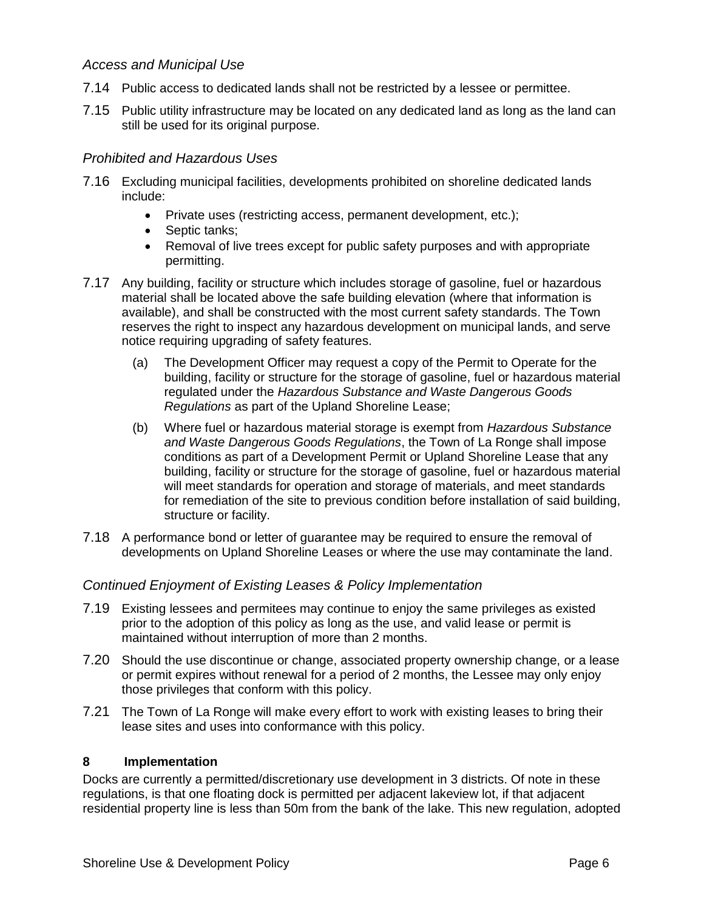### *Access and Municipal Use*

7.14 Public access to dedicated lands shall not be restricted by a lessee or permittee.

7.15 Public utility infrastructure may be located on any dedicated land as long as the land can still be used for its original purpose.

### *Prohibited and Hazardous Uses*

7.16 Excluding municipal facilities, developments prohibited on shoreline dedicated lands include:

- Private uses (restricting access, permanent development, etc.);
- Septic tanks;
- Removal of live trees except for public safety purposes and with appropriate permitting.

7.17 Any building, facility or structure which includes storage of gasoline, fuel or hazardous material shall be located above the safe building elevation (where that information is available), and shall be constructed with the most current safety standards. The Town reserves the right to inspect any hazardous development on municipal lands, and serve notice requiring upgrading of safety features.

(a) The Development Officer may request a copy of the Permit to Operate for the building, facility or structure for the storage of gasoline, fuel or hazardous material regulated under the *Hazardous Substance and Waste Dangerous Goods Regulations* as part of the Upland Shoreline Lease;

(b) Where fuel or hazardous material storage is exempt from *Hazardous Substance and Waste Dangerous Goods Regulations*, the Town of La Ronge shall impose conditions as part of a Development Permit or Upland Shoreline Lease that any building, facility or structure for the storage of gasoline, fuel or hazardous material will meet standards for operation and storage of materials, and meet standards for remediation of the site to previous condition before installation of said building, structure or facility.

7.18 A performance bond or letter of guarantee may be required to ensure the removal of developments on Upland Shoreline Leases or where the use may contaminate the land.

### *Continued Enjoyment of Existing Leases & Policy Implementation*

7.19 Existing lessees and permitees may continue to enjoy the same privileges as existed prior to the adoption of this policy as long as the use, and valid lease or permit is maintained without interruption of more than 2 months.

7.20 Should the use discontinue or change, associated property ownership change, or a lease or permit expires without renewal for a period of 2 months, the Lessee may only enjoy those privileges that conform with this policy.

7.21 The Town of La Ronge will make every effort to work with existing leases to bring their lease sites and uses into conformance with this policy.

## 8 Implementation

Docks are currently a permitted/discretionary use development in 3 districts. Of note in these regulations, is that one floating dock is permitted per adjacent lakeview lot, if that adjacent residential property line is less than 50m from the bank of the lake. This new regulation, adopted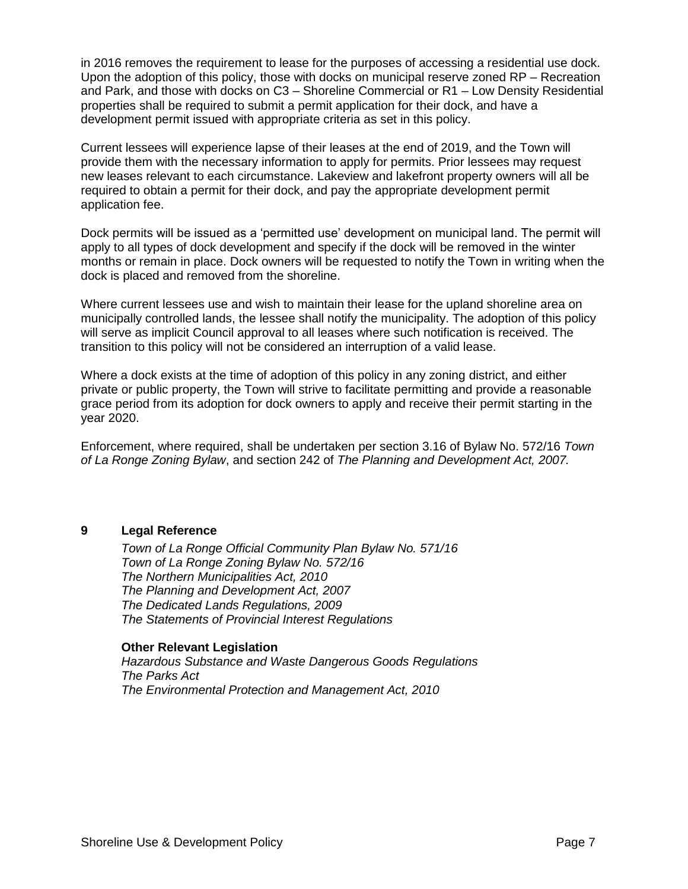in 2016 removes the requirement to lease for the purposes of accessing a residential use dock. Upon the adoption of this policy, those with docks on municipal reserve zoned RP – Recreation and Park, and those with docks on C3 – Shoreline Commercial or R1 – Low Density Residential properties shall be required to submit a permit application for their dock, and have a development permit issued with appropriate criteria as set in this policy.

Current lessees will experience lapse of their leases at the end of 2019, and the Town will provide them with the necessary information to apply for permits. Prior lessees may request new leases relevant to each circumstance. Lakeview and lakefront property owners will all be required to obtain a permit for their dock, and pay the appropriate development permit application fee.

Dock permits will be issued as a 'permitted use' development on municipal land. The permit will apply to all types of dock development and specify if the dock will be removed in the winter months or remain in place. Dock owners will be requested to notify the Town in writing when the dock is placed and removed from the shoreline.

Where current lessees use and wish to maintain their lease for the upland shoreline area on municipally controlled lands, the lessee shall notify the municipality. The adoption of this policy will serve as implicit Council approval to all leases where such notification is received. The transition to this policy will not be considered an interruption of a valid lease.

Where a dock exists at the time of adoption of this policy in any zoning district, and either private or public property, the Town will strive to facilitate permitting and provide a reasonable grace period from its adoption for dock owners to apply and receive their permit starting in the year 2020.

Enforcement, where required, shall be undertaken per section 3.16 of Bylaw No. 572/16 *Town of La Ronge Zoning Bylaw*, and section 242 of *The Planning and Development Act, 2007.*

## 9 Legal Reference

*Town of La Ronge Official Community Plan Bylaw No. 571/16*
*Town of La Ronge Zoning Bylaw No. 572/16*
*The Northern Municipalities Act, 2010*
*The Planning and Development Act, 2007*
*The Dedicated Lands Regulations, 2009*
*The Statements of Provincial Interest Regulations*

**Other Relevant Legislation**

*Hazardous Substance and Waste Dangerous Goods Regulations*
*The Parks Act*
*The Environmental Protection and Management Act, 2010*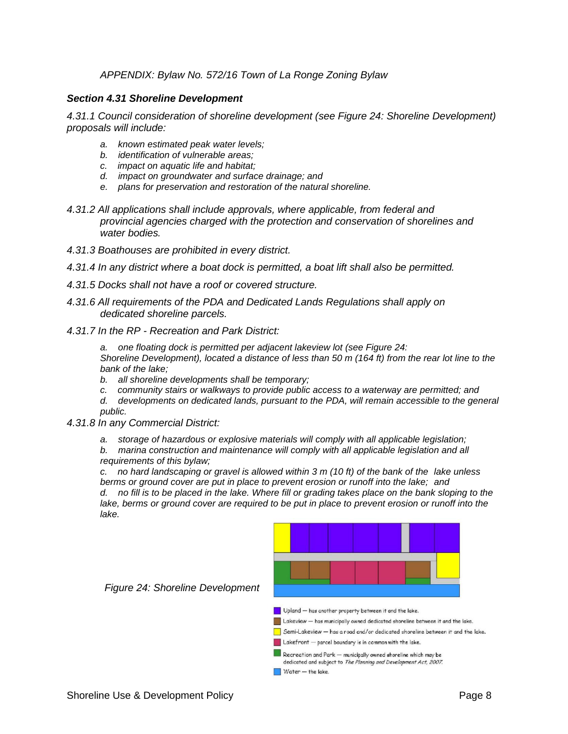*APPENDIX: Bylaw No. 572/16 Town of La Ronge Zoning Bylaw*

### *Section 4.31 Shoreline Development*

*4.31.1 Council consideration of shoreline development (see Figure 24: Shoreline Development) proposals will include:*

- *a. known estimated peak water levels;*
- *b. identification of vulnerable areas;*
- *c. impact on aquatic life and habitat;*
- *d. impact on groundwater and surface drainage; and*
- *e. plans for preservation and restoration of the natural shoreline.*

*4.31.2 All applications shall include approvals, where applicable, from federal and provincial agencies charged with the protection and conservation of shorelines and water bodies.*

*4.31.3 Boathouses are prohibited in every district.*

*4.31.4 In any district where a boat dock is permitted, a boat lift shall also be permitted.*

*4.31.5 Docks shall not have a roof or covered structure.*

*4.31.6 All requirements of the PDA and Dedicated Lands Regulations shall apply on dedicated shoreline parcels.*

*4.31.7 In the RP - Recreation and Park District:*

- *a. one floating dock is permitted per adjacent lakeview lot (see Figure 24: Shoreline Development), located a distance of less than 50 m (164 ft) from the rear lot line to the bank of the lake;*
- *b. all shoreline developments shall be temporary;*
- *c. community stairs or walkways to provide public access to a waterway are permitted; and*
- *d. developments on dedicated lands, pursuant to the PDA, will remain accessible to the general public.*

*4.31.8 In any Commercial District:*

- *a. storage of hazardous or explosive materials will comply with all applicable legislation;*
- *b. marina construction and maintenance will comply with all applicable legislation and all requirements of this bylaw;*
- *c. no hard landscaping or gravel is allowed within 3 m (10 ft) of the bank of the lake unless berms or ground cover are put in place to prevent erosion or runoff into the lake; and*
- *d. no fill is to be placed in the lake. Where fill or grading takes place on the bank sloping to the lake, berms or ground cover are required to be put in place to prevent erosion or runoff into the lake.*

*Figure 24: Shoreline Development*

- Upland — has another property between it and the lake.
- Lakeview — has municipally owned dedicated shoreline between it and the lake.
- Semi-Lakeview — has a road and/or dedicated shoreline between it and the lake.
- Lakefront — parcel boundary is in common with the lake.
- Recreation and Park — municipally owned shoreline which may be dedicated and subject to *The Planning and Development Act, 2007.*
- Water — the lake.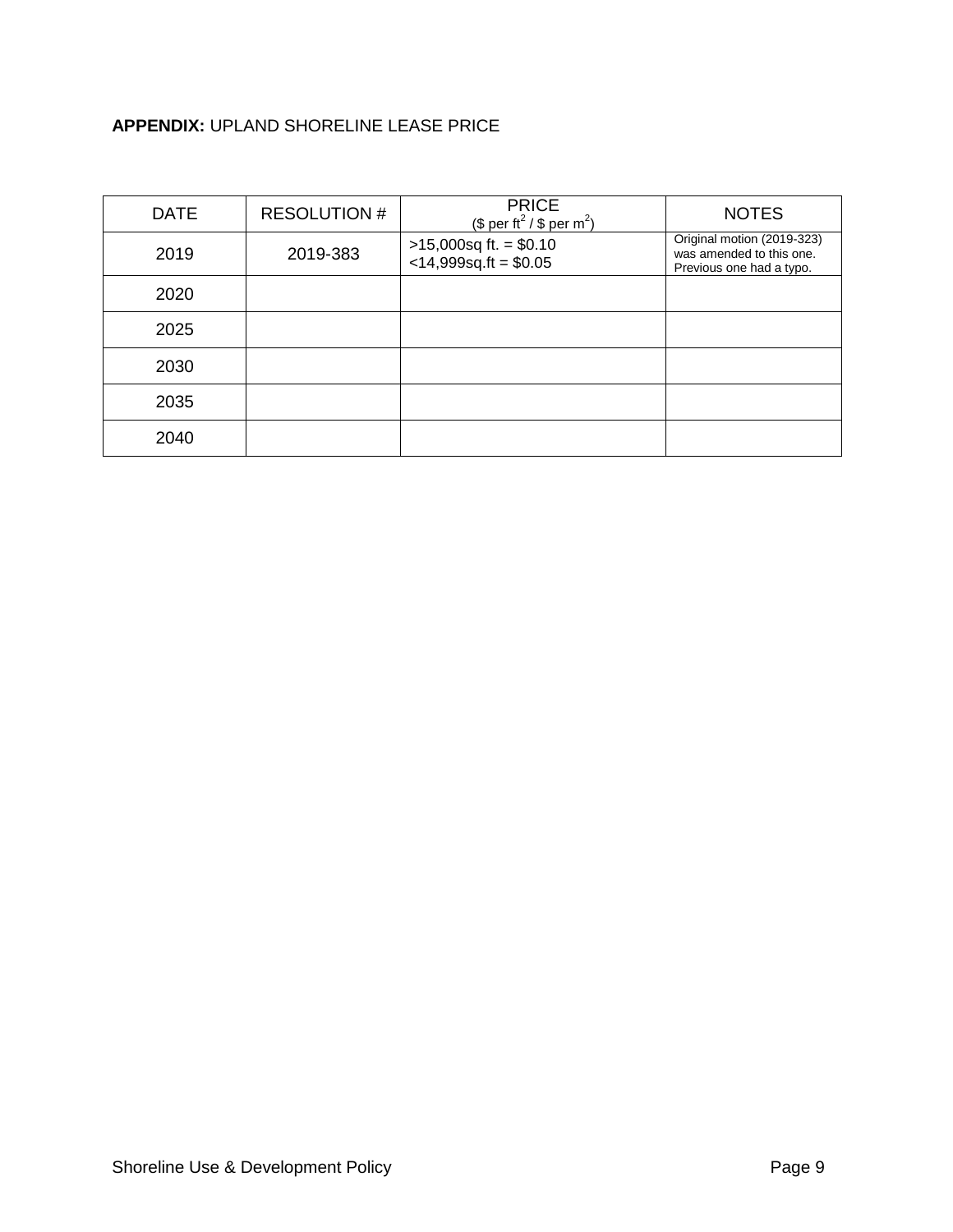**APPENDIX:** UPLAND SHORELINE LEASE PRICE

| DATE | RESOLUTION # | PRICE ($ per ft$^2$ / $ per m$^2$) | NOTES |
|---|---|---|---|
| 2019 | 2019-383 | >15,000sq ft. = $0.10<br><14,999sq.ft = $0.05 | Original motion (2019-323) was amended to this one. Previous one had a typo. |
| 2020 | | | |
| 2025 | | | |
| 2030 | | | |
| 2035 | | | |
| 2040 | | | |